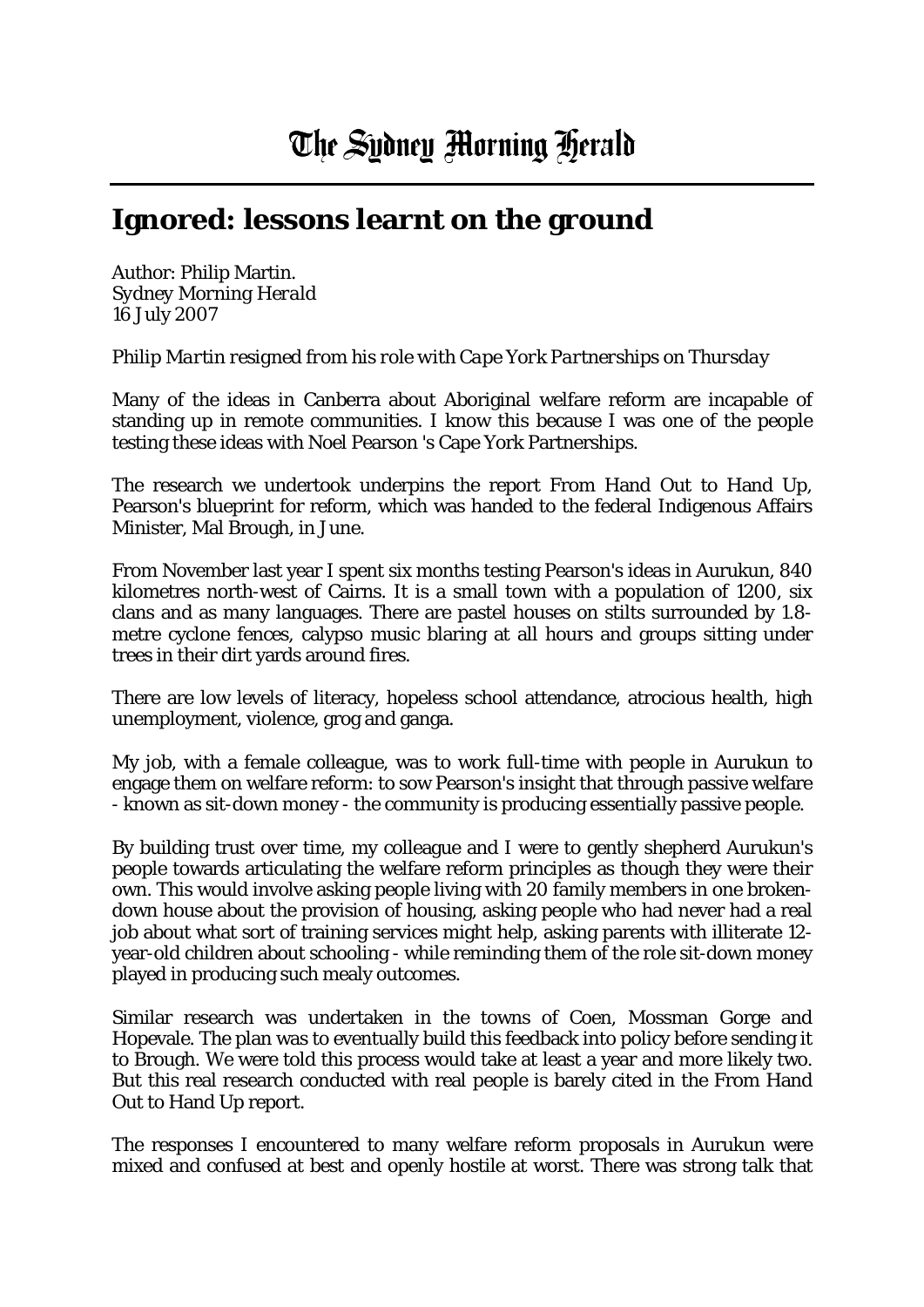# The Sydney Morning Herald

## Ignored: lessons learnt on the ground

Author: Philip Martin.
*Sydney Morning Herald*
16 July 2007

*Philip Martin resigned from his role with Cape York Partnerships on Thursday*

Many of the ideas in Canberra about Aboriginal welfare reform are incapable of standing up in remote communities. I know this because I was one of the people testing these ideas with Noel Pearson 's Cape York Partnerships.

The research we undertook underpins the report From Hand Out to Hand Up, Pearson's blueprint for reform, which was handed to the federal Indigenous Affairs Minister, Mal Brough, in June.

From November last year I spent six months testing Pearson's ideas in Aurukun, 840 kilometres north-west of Cairns. It is a small town with a population of 1200, six clans and as many languages. There are pastel houses on stilts surrounded by 1.8-metre cyclone fences, calypso music blaring at all hours and groups sitting under trees in their dirt yards around fires.

There are low levels of literacy, hopeless school attendance, atrocious health, high unemployment, violence, grog and ganga.

My job, with a female colleague, was to work full-time with people in Aurukun to engage them on welfare reform: to sow Pearson's insight that through passive welfare - known as sit-down money - the community is producing essentially passive people.

By building trust over time, my colleague and I were to gently shepherd Aurukun's people towards articulating the welfare reform principles as though they were their own. This would involve asking people living with 20 family members in one broken-down house about the provision of housing, asking people who had never had a real job about what sort of training services might help, asking parents with illiterate 12-year-old children about schooling - while reminding them of the role sit-down money played in producing such mealy outcomes.

Similar research was undertaken in the towns of Coen, Mossman Gorge and Hopevale. The plan was to eventually build this feedback into policy before sending it to Brough. We were told this process would take at least a year and more likely two. But this real research conducted with real people is barely cited in the From Hand Out to Hand Up report.

The responses I encountered to many welfare reform proposals in Aurukun were mixed and confused at best and openly hostile at worst. There was strong talk that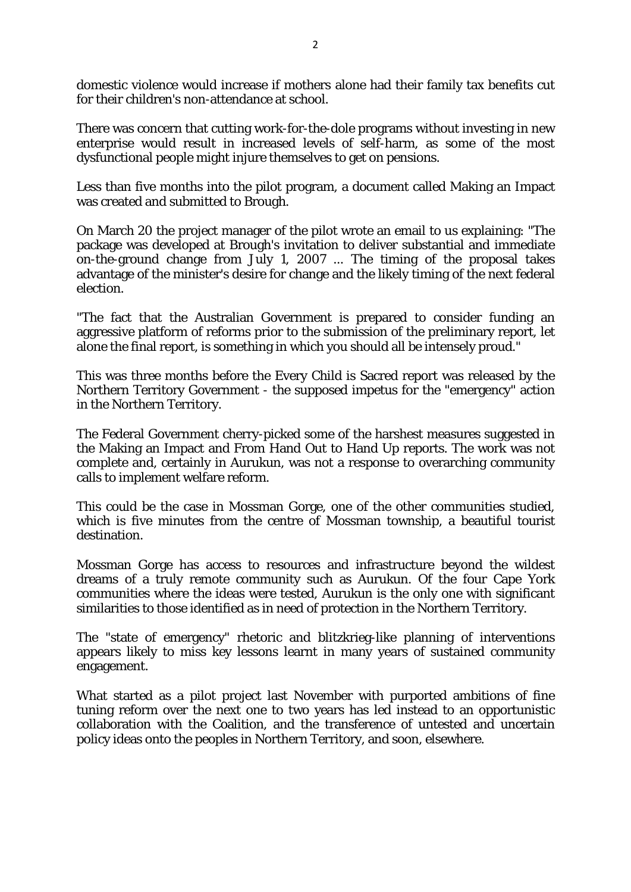domestic violence would increase if mothers alone had their family tax benefits cut for their children's non-attendance at school.

There was concern that cutting work-for-the-dole programs without investing in new enterprise would result in increased levels of self-harm, as some of the most dysfunctional people might injure themselves to get on pensions.

Less than five months into the pilot program, a document called Making an Impact was created and submitted to Brough.

On March 20 the project manager of the pilot wrote an email to us explaining: "The package was developed at Brough's invitation to deliver substantial and immediate on-the-ground change from July 1, 2007 ... The timing of the proposal takes advantage of the minister's desire for change and the likely timing of the next federal election.

"The fact that the Australian Government is prepared to consider funding an aggressive platform of reforms prior to the submission of the preliminary report, let alone the final report, is something in which you should all be intensely proud."

This was three months before the Every Child is Sacred report was released by the Northern Territory Government - the supposed impetus for the "emergency" action in the Northern Territory.

The Federal Government cherry-picked some of the harshest measures suggested in the Making an Impact and From Hand Out to Hand Up reports. The work was not complete and, certainly in Aurukun, was not a response to overarching community calls to implement welfare reform.

This could be the case in Mossman Gorge, one of the other communities studied, which is five minutes from the centre of Mossman township, a beautiful tourist destination.

Mossman Gorge has access to resources and infrastructure beyond the wildest dreams of a truly remote community such as Aurukun. Of the four Cape York communities where the ideas were tested, Aurukun is the only one with significant similarities to those identified as in need of protection in the Northern Territory.

The "state of emergency" rhetoric and blitzkrieg-like planning of interventions appears likely to miss key lessons learnt in many years of sustained community engagement.

What started as a pilot project last November with purported ambitions of fine tuning reform over the next one to two years has led instead to an opportunistic collaboration with the Coalition, and the transference of untested and uncertain policy ideas onto the peoples in Northern Territory, and soon, elsewhere.